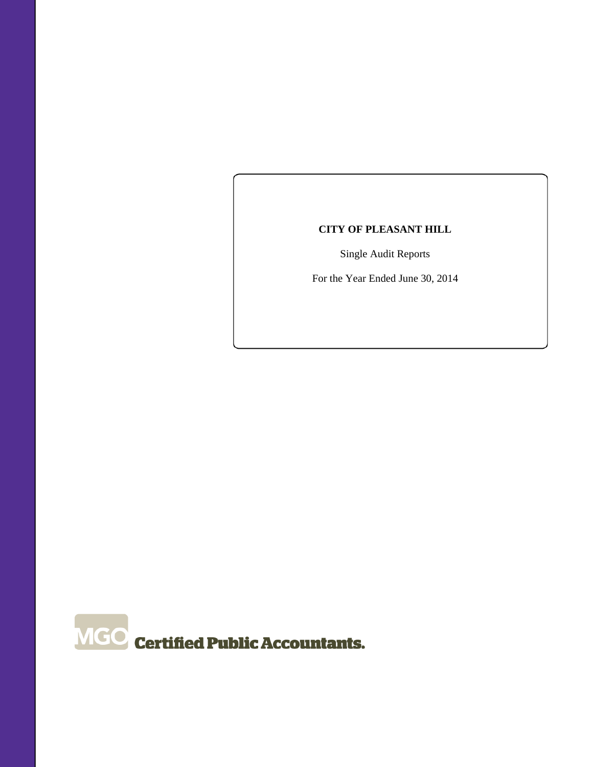**CITY OF PLEASANT HILL**

Single Audit Reports

For the Year Ended June 30, 2014

MGO Certified Public Accountants.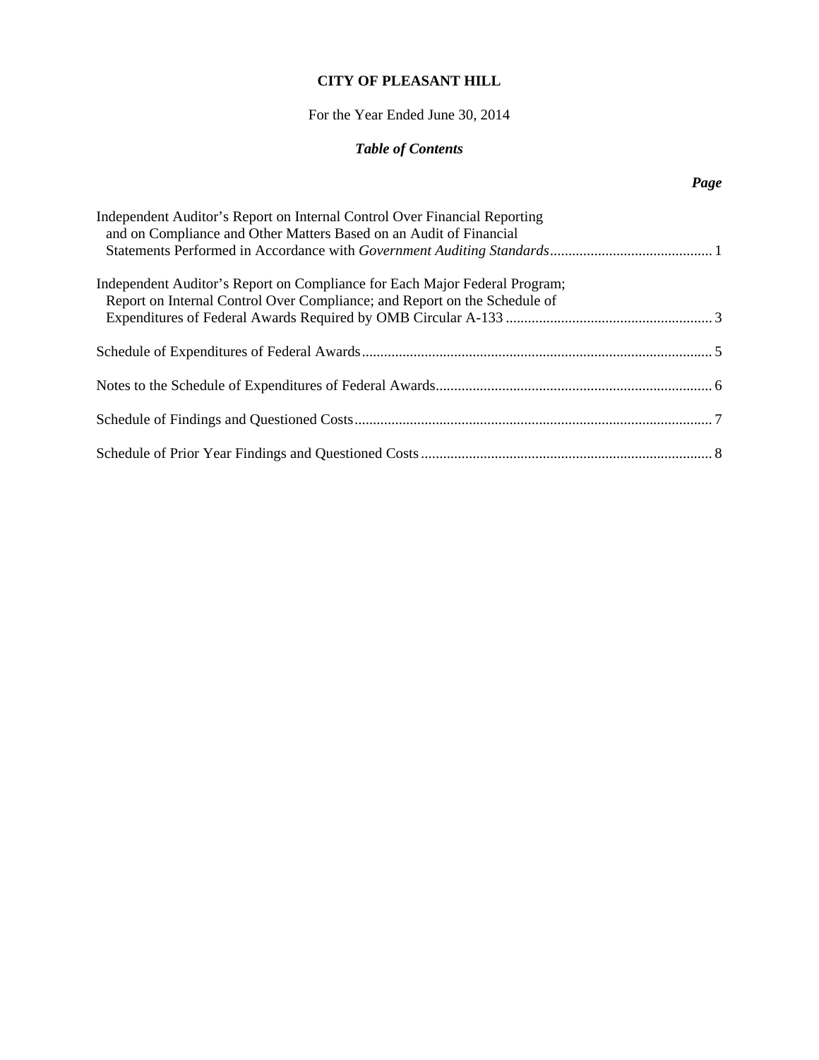**CITY OF PLEASANT HILL**

For the Year Ended June 30, 2014

***Table of Contents***

| | ***Page*** |
|---|---|
| Independent Auditor's Report on Internal Control Over Financial Reporting and on Compliance and Other Matters Based on an Audit of Financial Statements Performed in Accordance with *Government Auditing Standards* | 1 |
| Independent Auditor's Report on Compliance for Each Major Federal Program; Report on Internal Control Over Compliance; and Report on the Schedule of Expenditures of Federal Awards Required by OMB Circular A-133 | 3 |
| Schedule of Expenditures of Federal Awards | 5 |
| Notes to the Schedule of Expenditures of Federal Awards | 6 |
| Schedule of Findings and Questioned Costs | 7 |
| Schedule of Prior Year Findings and Questioned Costs | 8 |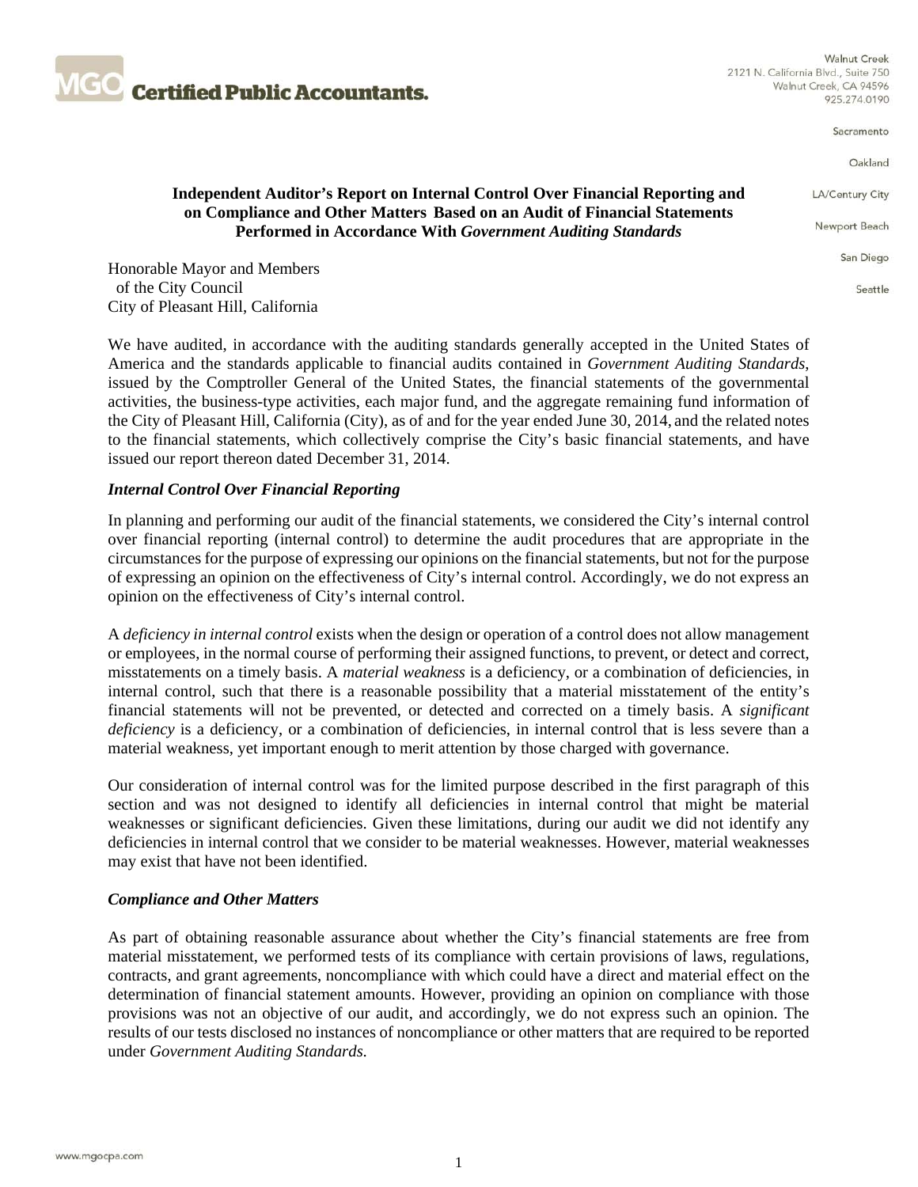MGO **Certified Public Accountants.**

Walnut Creek
2121 N. California Blvd., Suite 750
Walnut Creek, CA 94596
925.274.0190

Sacramento

Oakland

LA/Century City

Newport Beach

San Diego

Seattle

## Independent Auditor's Report on Internal Control Over Financial Reporting and on Compliance and Other Matters Based on an Audit of Financial Statements Performed in Accordance With *Government Auditing Standards*

Honorable Mayor and Members
of the City Council
City of Pleasant Hill, California

We have audited, in accordance with the auditing standards generally accepted in the United States of America and the standards applicable to financial audits contained in *Government Auditing Standards*, issued by the Comptroller General of the United States, the financial statements of the governmental activities, the business-type activities, each major fund, and the aggregate remaining fund information of the City of Pleasant Hill, California (City), as of and for the year ended June 30, 2014, and the related notes to the financial statements, which collectively comprise the City's basic financial statements, and have issued our report thereon dated December 31, 2014.

### *Internal Control Over Financial Reporting*

In planning and performing our audit of the financial statements, we considered the City's internal control over financial reporting (internal control) to determine the audit procedures that are appropriate in the circumstances for the purpose of expressing our opinions on the financial statements, but not for the purpose of expressing an opinion on the effectiveness of City's internal control. Accordingly, we do not express an opinion on the effectiveness of City's internal control.

A *deficiency in internal control* exists when the design or operation of a control does not allow management or employees, in the normal course of performing their assigned functions, to prevent, or detect and correct, misstatements on a timely basis. A *material weakness* is a deficiency, or a combination of deficiencies, in internal control, such that there is a reasonable possibility that a material misstatement of the entity's financial statements will not be prevented, or detected and corrected on a timely basis. A *significant deficiency* is a deficiency, or a combination of deficiencies, in internal control that is less severe than a material weakness, yet important enough to merit attention by those charged with governance.

Our consideration of internal control was for the limited purpose described in the first paragraph of this section and was not designed to identify all deficiencies in internal control that might be material weaknesses or significant deficiencies. Given these limitations, during our audit we did not identify any deficiencies in internal control that we consider to be material weaknesses. However, material weaknesses may exist that have not been identified.

### *Compliance and Other Matters*

As part of obtaining reasonable assurance about whether the City's financial statements are free from material misstatement, we performed tests of its compliance with certain provisions of laws, regulations, contracts, and grant agreements, noncompliance with which could have a direct and material effect on the determination of financial statement amounts. However, providing an opinion on compliance with those provisions was not an objective of our audit, and accordingly, we do not express such an opinion. The results of our tests disclosed no instances of noncompliance or other matters that are required to be reported under *Government Auditing Standards.*

www.mgocpa.com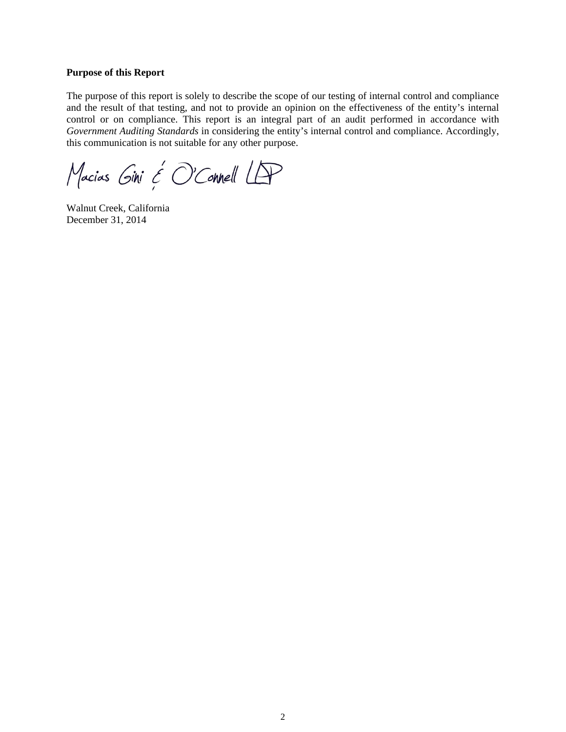**Purpose of this Report**

The purpose of this report is solely to describe the scope of our testing of internal control and compliance and the result of that testing, and not to provide an opinion on the effectiveness of the entity's internal control or on compliance. This report is an integral part of an audit performed in accordance with *Government Auditing Standards* in considering the entity's internal control and compliance. Accordingly, this communication is not suitable for any other purpose.

Macias Gini & O'Connell LLP

Walnut Creek, California
December 31, 2014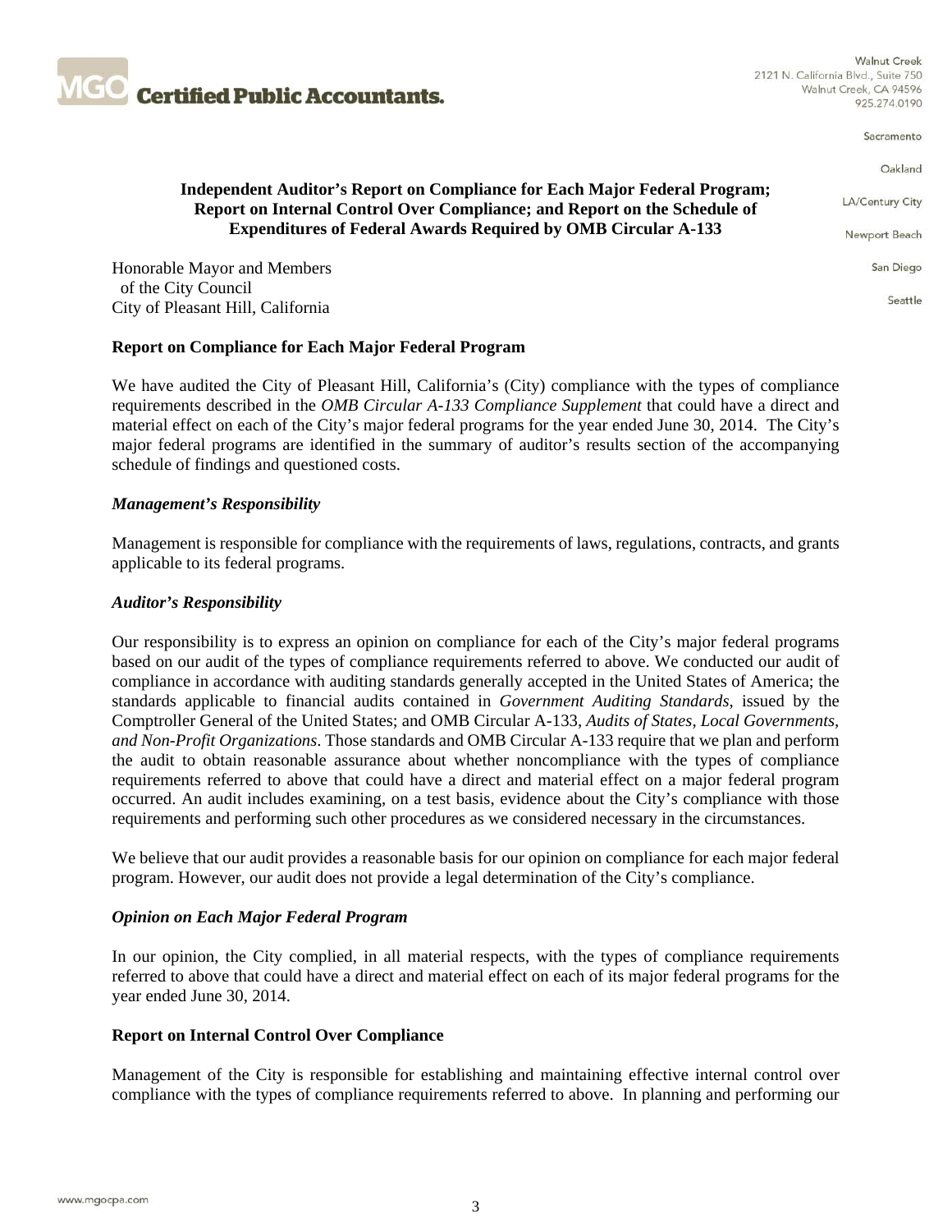MGO Certified Public Accountants.

Walnut Creek
2121 N. California Blvd., Suite 750
Walnut Creek, CA 94596
925.274.0190

Sacramento

Oakland

LA/Century City

Newport Beach

San Diego

Seattle

## Independent Auditor's Report on Compliance for Each Major Federal Program; Report on Internal Control Over Compliance; and Report on the Schedule of Expenditures of Federal Awards Required by OMB Circular A-133

Honorable Mayor and Members
of the City Council
City of Pleasant Hill, California

### Report on Compliance for Each Major Federal Program

We have audited the City of Pleasant Hill, California's (City) compliance with the types of compliance requirements described in the *OMB Circular A-133 Compliance Supplement* that could have a direct and material effect on each of the City's major federal programs for the year ended June 30, 2014. The City's major federal programs are identified in the summary of auditor's results section of the accompanying schedule of findings and questioned costs.

#### *Management's Responsibility*

Management is responsible for compliance with the requirements of laws, regulations, contracts, and grants applicable to its federal programs.

#### *Auditor's Responsibility*

Our responsibility is to express an opinion on compliance for each of the City's major federal programs based on our audit of the types of compliance requirements referred to above. We conducted our audit of compliance in accordance with auditing standards generally accepted in the United States of America; the standards applicable to financial audits contained in *Government Auditing Standards*, issued by the Comptroller General of the United States; and OMB Circular A-133, *Audits of States, Local Governments, and Non-Profit Organizations*. Those standards and OMB Circular A-133 require that we plan and perform the audit to obtain reasonable assurance about whether noncompliance with the types of compliance requirements referred to above that could have a direct and material effect on a major federal program occurred. An audit includes examining, on a test basis, evidence about the City's compliance with those requirements and performing such other procedures as we considered necessary in the circumstances.

We believe that our audit provides a reasonable basis for our opinion on compliance for each major federal program. However, our audit does not provide a legal determination of the City's compliance.

#### *Opinion on Each Major Federal Program*

In our opinion, the City complied, in all material respects, with the types of compliance requirements referred to above that could have a direct and material effect on each of its major federal programs for the year ended June 30, 2014.

### Report on Internal Control Over Compliance

Management of the City is responsible for establishing and maintaining effective internal control over compliance with the types of compliance requirements referred to above. In planning and performing our

www.mgocpa.com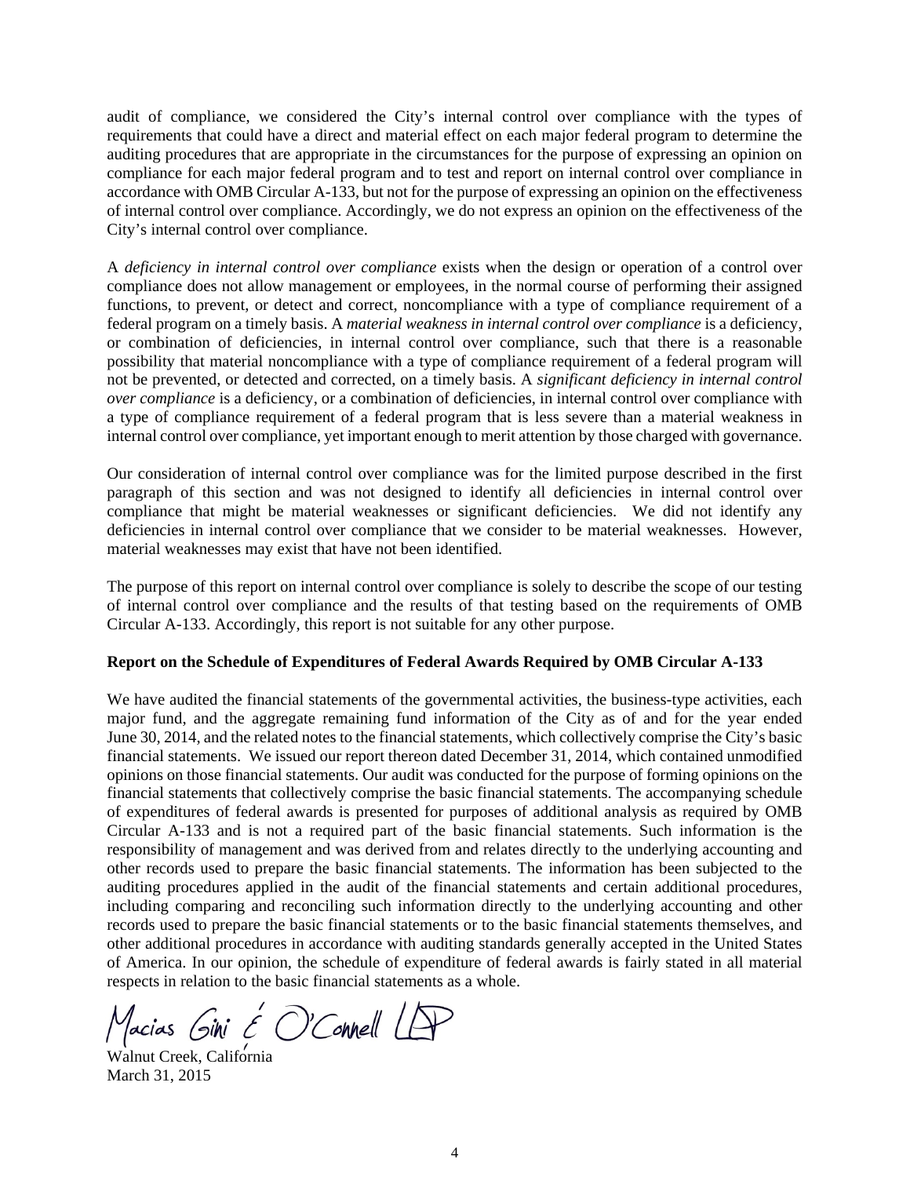audit of compliance, we considered the City's internal control over compliance with the types of requirements that could have a direct and material effect on each major federal program to determine the auditing procedures that are appropriate in the circumstances for the purpose of expressing an opinion on compliance for each major federal program and to test and report on internal control over compliance in accordance with OMB Circular A-133, but not for the purpose of expressing an opinion on the effectiveness of internal control over compliance. Accordingly, we do not express an opinion on the effectiveness of the City's internal control over compliance.

A *deficiency in internal control over compliance* exists when the design or operation of a control over compliance does not allow management or employees, in the normal course of performing their assigned functions, to prevent, or detect and correct, noncompliance with a type of compliance requirement of a federal program on a timely basis. A *material weakness in internal control over compliance* is a deficiency, or combination of deficiencies, in internal control over compliance, such that there is a reasonable possibility that material noncompliance with a type of compliance requirement of a federal program will not be prevented, or detected and corrected, on a timely basis. A *significant deficiency in internal control over compliance* is a deficiency, or a combination of deficiencies, in internal control over compliance with a type of compliance requirement of a federal program that is less severe than a material weakness in internal control over compliance, yet important enough to merit attention by those charged with governance.

Our consideration of internal control over compliance was for the limited purpose described in the first paragraph of this section and was not designed to identify all deficiencies in internal control over compliance that might be material weaknesses or significant deficiencies. We did not identify any deficiencies in internal control over compliance that we consider to be material weaknesses. However, material weaknesses may exist that have not been identified.

The purpose of this report on internal control over compliance is solely to describe the scope of our testing of internal control over compliance and the results of that testing based on the requirements of OMB Circular A-133. Accordingly, this report is not suitable for any other purpose.

**Report on the Schedule of Expenditures of Federal Awards Required by OMB Circular A-133**

We have audited the financial statements of the governmental activities, the business-type activities, each major fund, and the aggregate remaining fund information of the City as of and for the year ended June 30, 2014, and the related notes to the financial statements, which collectively comprise the City's basic financial statements. We issued our report thereon dated December 31, 2014, which contained unmodified opinions on those financial statements. Our audit was conducted for the purpose of forming opinions on the financial statements that collectively comprise the basic financial statements. The accompanying schedule of expenditures of federal awards is presented for purposes of additional analysis as required by OMB Circular A-133 and is not a required part of the basic financial statements. Such information is the responsibility of management and was derived from and relates directly to the underlying accounting and other records used to prepare the basic financial statements. The information has been subjected to the auditing procedures applied in the audit of the financial statements and certain additional procedures, including comparing and reconciling such information directly to the underlying accounting and other records used to prepare the basic financial statements or to the basic financial statements themselves, and other additional procedures in accordance with auditing standards generally accepted in the United States of America. In our opinion, the schedule of expenditure of federal awards is fairly stated in all material respects in relation to the basic financial statements as a whole.

Macias Gini & O'Connell LLP

Walnut Creek, California
March 31, 2015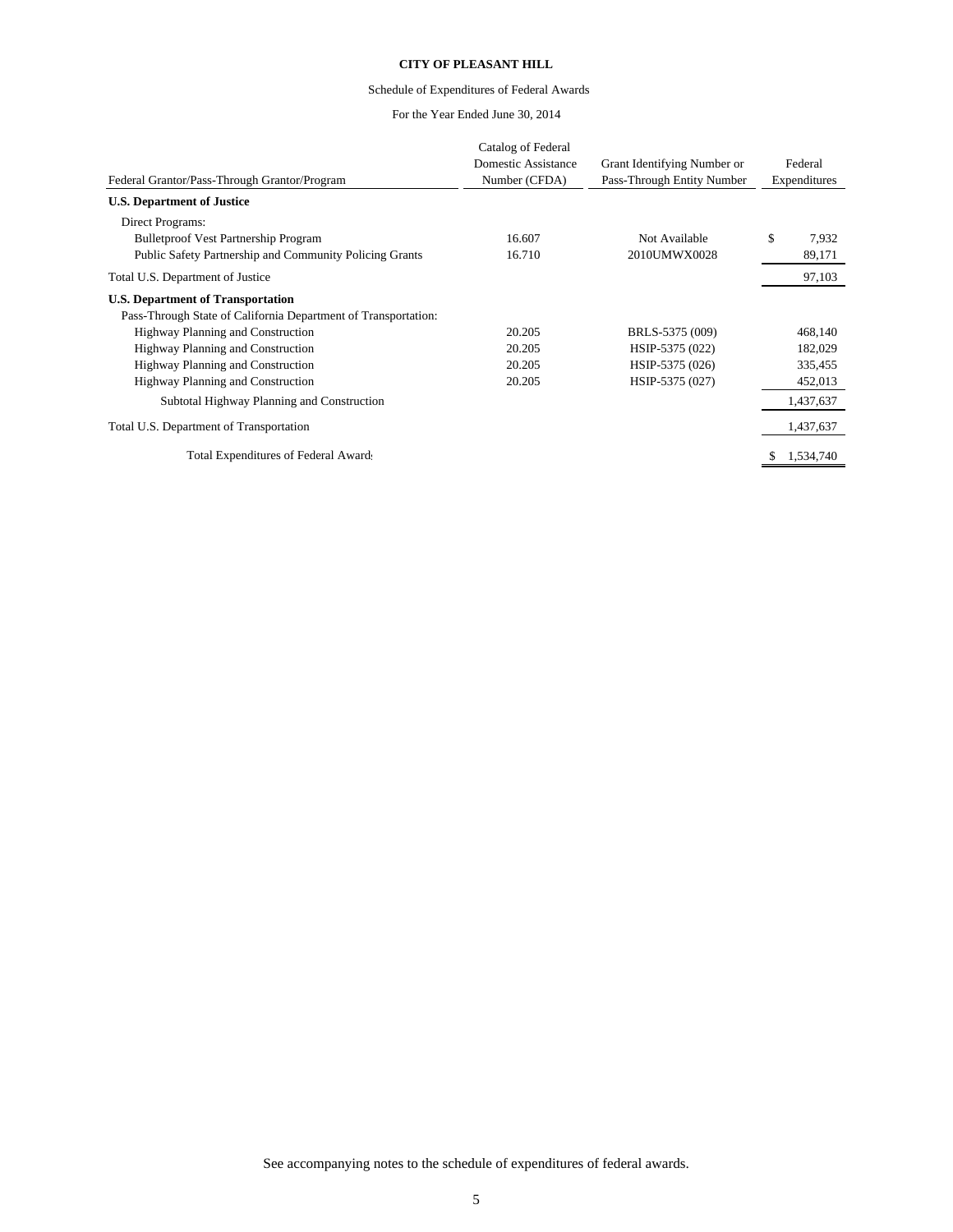**CITY OF PLEASANT HILL**

Schedule of Expenditures of Federal Awards

For the Year Ended June 30, 2014

| Federal Grantor/Pass-Through Grantor/Program | Catalog of Federal Domestic Assistance Number (CFDA) | Grant Identifying Number or Pass-Through Entity Number | Federal Expenditures |
|---|---|---|---|
| **U.S. Department of Justice** | | | |
| Direct Programs: | | | |
| Bulletproof Vest Partnership Program | 16.607 | Not Available | $ 7,932 |
| Public Safety Partnership and Community Policing Grants | 16.710 | 2010UMWX0028 | 89,171 |
| Total U.S. Department of Justice | | | 97,103 |
| **U.S. Department of Transportation** | | | |
| Pass-Through State of California Department of Transportation: | | | |
| Highway Planning and Construction | 20.205 | BRLS-5375 (009) | 468,140 |
| Highway Planning and Construction | 20.205 | HSIP-5375 (022) | 182,029 |
| Highway Planning and Construction | 20.205 | HSIP-5375 (026) | 335,455 |
| Highway Planning and Construction | 20.205 | HSIP-5375 (027) | 452,013 |
| Subtotal Highway Planning and Construction | | | 1,437,637 |
| Total U.S. Department of Transportation | | | 1,437,637 |
| Total Expenditures of Federal Awards | | | $ 1,534,740 |

See accompanying notes to the schedule of expenditures of federal awards.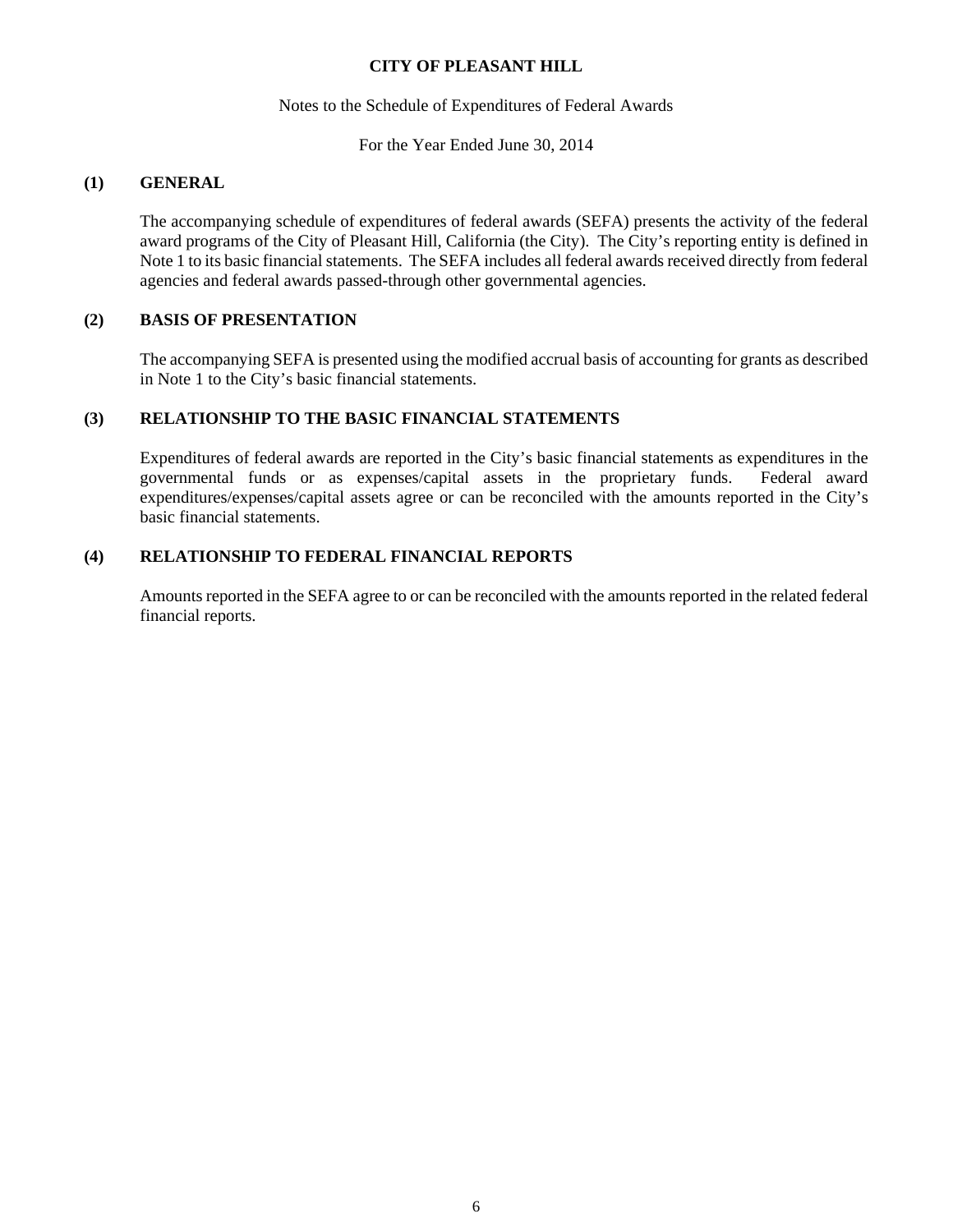**CITY OF PLEASANT HILL**

Notes to the Schedule of Expenditures of Federal Awards

For the Year Ended June 30, 2014

## (1) GENERAL

The accompanying schedule of expenditures of federal awards (SEFA) presents the activity of the federal award programs of the City of Pleasant Hill, California (the City). The City's reporting entity is defined in Note 1 to its basic financial statements. The SEFA includes all federal awards received directly from federal agencies and federal awards passed-through other governmental agencies.

## (2) BASIS OF PRESENTATION

The accompanying SEFA is presented using the modified accrual basis of accounting for grants as described in Note 1 to the City's basic financial statements.

## (3) RELATIONSHIP TO THE BASIC FINANCIAL STATEMENTS

Expenditures of federal awards are reported in the City's basic financial statements as expenditures in the governmental funds or as expenses/capital assets in the proprietary funds. Federal award expenditures/expenses/capital assets agree or can be reconciled with the amounts reported in the City's basic financial statements.

## (4) RELATIONSHIP TO FEDERAL FINANCIAL REPORTS

Amounts reported in the SEFA agree to or can be reconciled with the amounts reported in the related federal financial reports.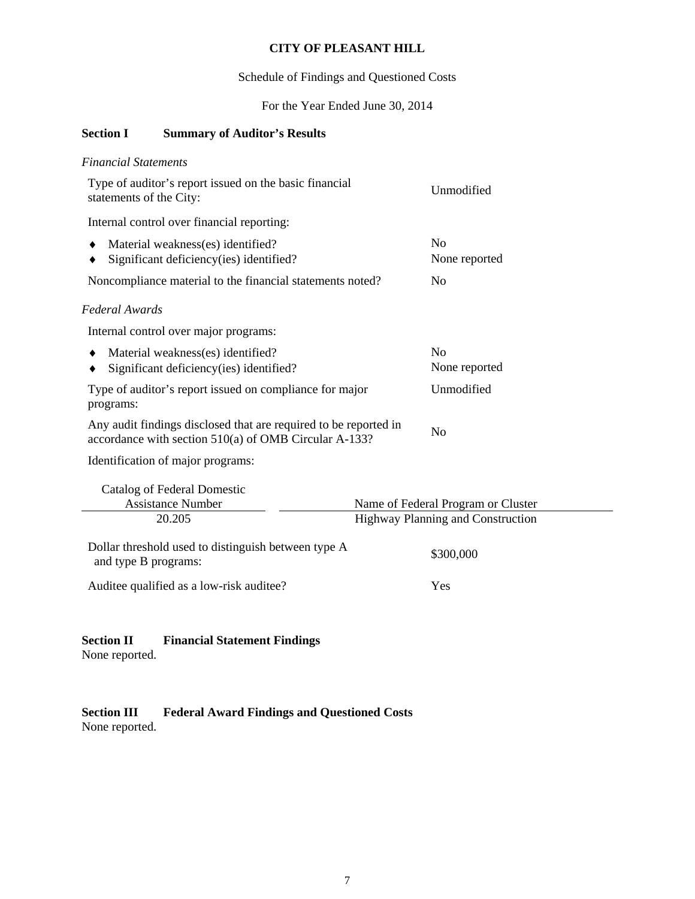# CITY OF PLEASANT HILL

Schedule of Findings and Questioned Costs

For the Year Ended June 30, 2014

## Section I Summary of Auditor's Results

*Financial Statements*

| | |
|---|---|
| Type of auditor's report issued on the basic financial statements of the City: | Unmodified |
| Internal control over financial reporting: | |
| ♦ Material weakness(es) identified? | No |
| ♦ Significant deficiency(ies) identified? | None reported |
| Noncompliance material to the financial statements noted? | No |

*Federal Awards*

| | |
|---|---|
| Internal control over major programs: | |
| ♦ Material weakness(es) identified? | No |
| ♦ Significant deficiency(ies) identified? | None reported |
| Type of auditor's report issued on compliance for major programs: | Unmodified |
| Any audit findings disclosed that are required to be reported in accordance with section 510(a) of OMB Circular A-133? | No |

Identification of major programs:

| Catalog of Federal Domestic Assistance Number | Name of Federal Program or Cluster |
|---|---|
| 20.205 | Highway Planning and Construction |

| | |
|---|---|
| Dollar threshold used to distinguish between type A and type B programs: | $300,000 |
| Auditee qualified as a low-risk auditee? | Yes |

## Section II Financial Statement Findings

None reported.

## Section III Federal Award Findings and Questioned Costs

None reported.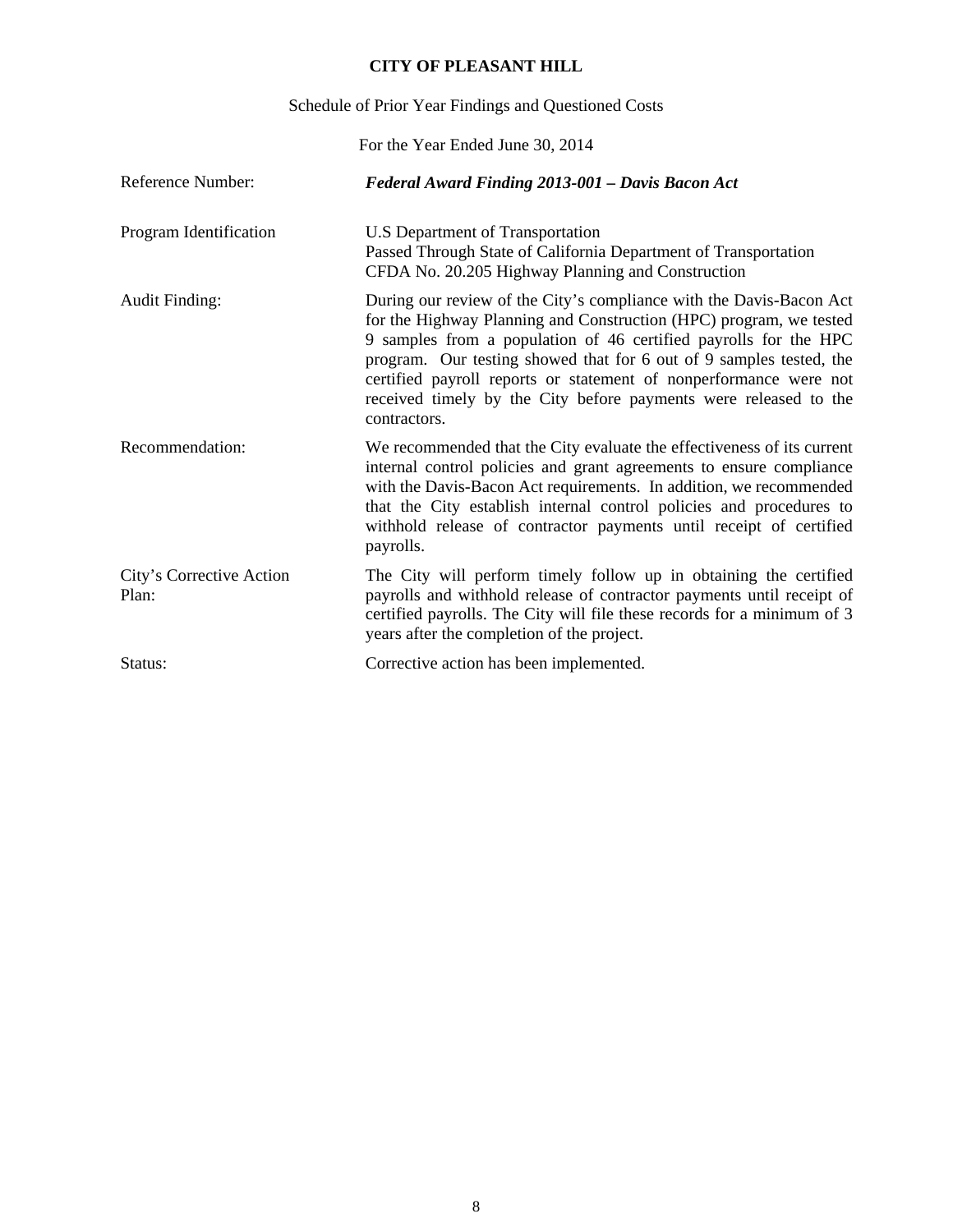**CITY OF PLEASANT HILL**

Schedule of Prior Year Findings and Questioned Costs

For the Year Ended June 30, 2014

| | |
|---|---|
| Reference Number: | ***Federal Award Finding 2013-001 – Davis Bacon Act*** |
| Program Identification | U.S Department of Transportation<br>Passed Through State of California Department of Transportation<br>CFDA No. 20.205 Highway Planning and Construction |
| Audit Finding: | During our review of the City's compliance with the Davis-Bacon Act for the Highway Planning and Construction (HPC) program, we tested 9 samples from a population of 46 certified payrolls for the HPC program. Our testing showed that for 6 out of 9 samples tested, the certified payroll reports or statement of nonperformance were not received timely by the City before payments were released to the contractors. |
| Recommendation: | We recommended that the City evaluate the effectiveness of its current internal control policies and grant agreements to ensure compliance with the Davis-Bacon Act requirements. In addition, we recommended that the City establish internal control policies and procedures to withhold release of contractor payments until receipt of certified payrolls. |
| City's Corrective Action Plan: | The City will perform timely follow up in obtaining the certified payrolls and withhold release of contractor payments until receipt of certified payrolls. The City will file these records for a minimum of 3 years after the completion of the project. |
| Status: | Corrective action has been implemented. |